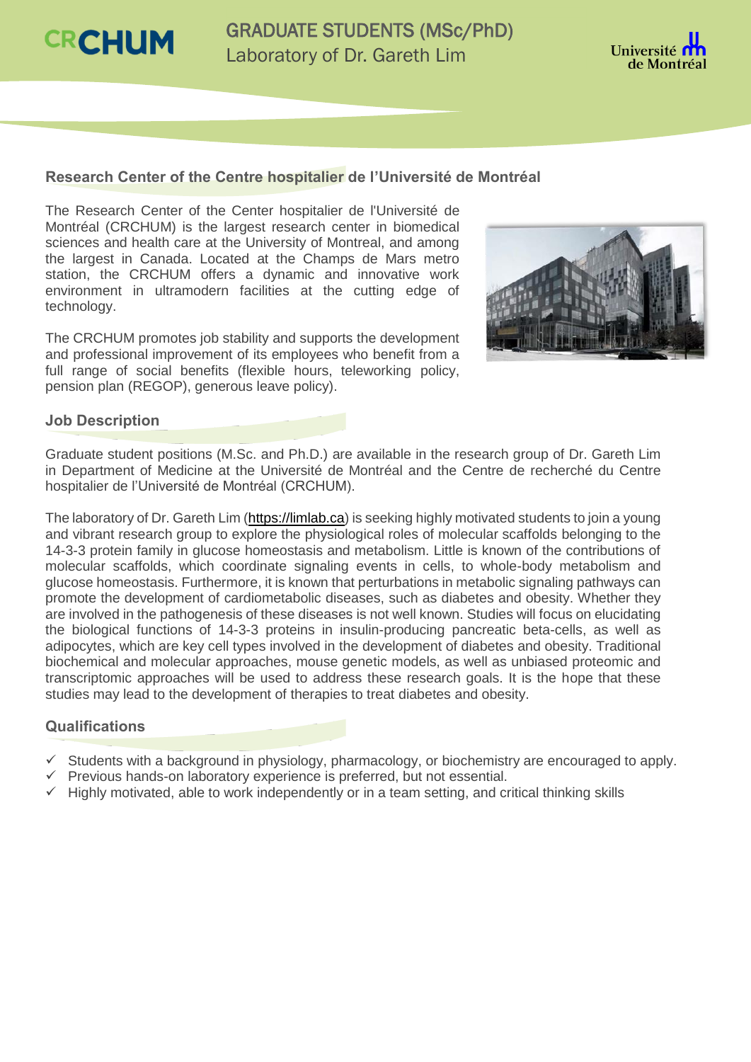CRCHUM

# GRADUATE STUDENTS (MSc/PhD)

Laboratory of Dr. Gareth Lim

Université de Montréal

## Research Center of the Centre hospitalier de l'Université de Montréal

The Research Center of the Center hospitalier de l'Université de Montréal (CRCHUM) is the largest research center in biomedical sciences and health care at the University of Montreal, and among the largest in Canada. Located at the Champs de Mars metro station, the CRCHUM offers a dynamic and innovative work environment in ultramodern facilities at the cutting edge of technology.

The CRCHUM promotes job stability and supports the development and professional improvement of its employees who benefit from a full range of social benefits (flexible hours, teleworking policy, pension plan (REGOP), generous leave policy).

## Job Description

Graduate student positions (M.Sc. and Ph.D.) are available in the research group of Dr. Gareth Lim in Department of Medicine at the Université de Montréal and the Centre de recherché du Centre hospitalier de l'Université de Montréal (CRCHUM).

The laboratory of Dr. Gareth Lim (https://limlab.ca) is seeking highly motivated students to join a young and vibrant research group to explore the physiological roles of molecular scaffolds belonging to the 14-3-3 protein family in glucose homeostasis and metabolism. Little is known of the contributions of molecular scaffolds, which coordinate signaling events in cells, to whole-body metabolism and glucose homeostasis. Furthermore, it is known that perturbations in metabolic signaling pathways can promote the development of cardiometabolic diseases, such as diabetes and obesity. Whether they are involved in the pathogenesis of these diseases is not well known. Studies will focus on elucidating the biological functions of 14-3-3 proteins in insulin-producing pancreatic beta-cells, as well as adipocytes, which are key cell types involved in the development of diabetes and obesity. Traditional biochemical and molecular approaches, mouse genetic models, as well as unbiased proteomic and transcriptomic approaches will be used to address these research goals. It is the hope that these studies may lead to the development of therapies to treat diabetes and obesity.

## Qualifications

- ✓ Students with a background in physiology, pharmacology, or biochemistry are encouraged to apply.
- ✓ Previous hands-on laboratory experience is preferred, but not essential.
- ✓ Highly motivated, able to work independently or in a team setting, and critical thinking skills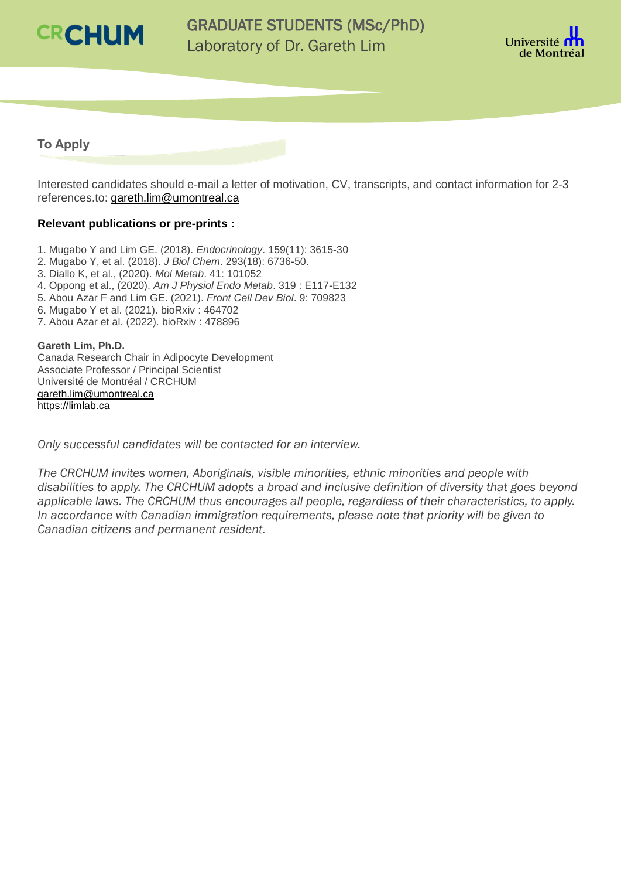## To Apply

Interested candidates should e-mail a letter of motivation, CV, transcripts, and contact information for 2-3 references.to: gareth.lim@umontreal.ca

**Relevant publications or pre-prints :**

1. Mugabo Y and Lim GE. (2018). *Endocrinology*. 159(11): 3615-30
2. Mugabo Y, et al. (2018). *J Biol Chem*. 293(18): 6736-50.
3. Diallo K, et al., (2020). *Mol Metab*. 41: 101052
4. Oppong et al., (2020). *Am J Physiol Endo Metab*. 319 : E117-E132
5. Abou Azar F and Lim GE. (2021). *Front Cell Dev Biol*. 9: 709823
6. Mugabo Y et al. (2021). bioRxiv : 464702
7. Abou Azar et al. (2022). bioRxiv : 478896

**Gareth Lim, Ph.D.**
Canada Research Chair in Adipocyte Development
Associate Professor / Principal Scientist
Université de Montréal / CRCHUM
gareth.lim@umontreal.ca
https://limlab.ca

*Only successful candidates will be contacted for an interview.*

*The CRCHUM invites women, Aboriginals, visible minorities, ethnic minorities and people with disabilities to apply. The CRCHUM adopts a broad and inclusive definition of diversity that goes beyond applicable laws. The CRCHUM thus encourages all people, regardless of their characteristics, to apply. In accordance with Canadian immigration requirements, please note that priority will be given to Canadian citizens and permanent resident.*